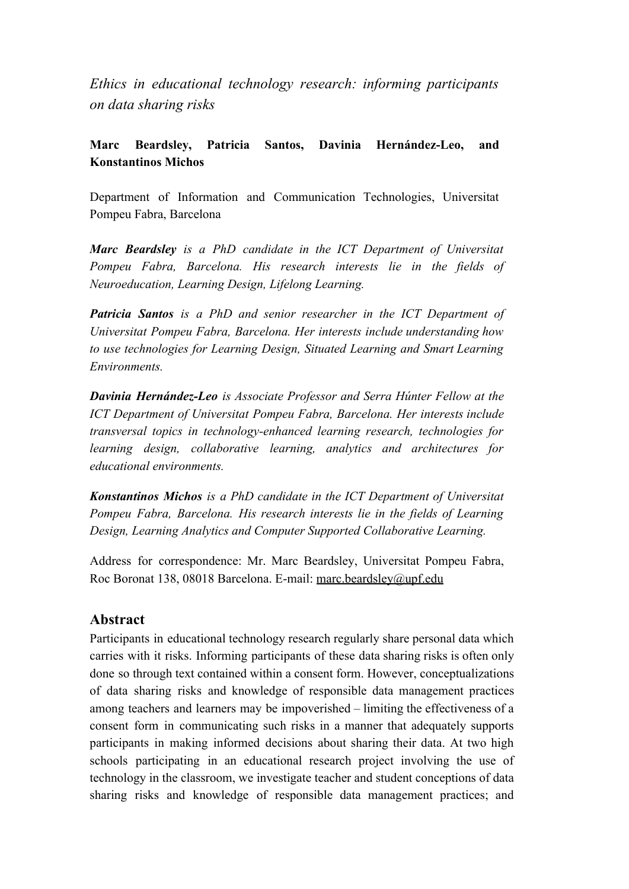*Ethics in educational technology research: informing participants on data sharing risks*

**Marc Beardsley, Patricia Santos, Davinia Hernández-Leo, and Konstantinos Michos**

Department of Information and Communication Technologies, Universitat Pompeu Fabra, Barcelona

***Marc Beardsley*** *is a PhD candidate in the ICT Department of Universitat Pompeu Fabra, Barcelona. His research interests lie in the fields of Neuroeducation, Learning Design, Lifelong Learning.*

***Patricia Santos*** *is a PhD and senior researcher in the ICT Department of Universitat Pompeu Fabra, Barcelona. Her interests include understanding how to use technologies for Learning Design, Situated Learning and Smart Learning Environments.*

***Davinia Hernández-Leo*** *is Associate Professor and Serra Húnter Fellow at the ICT Department of Universitat Pompeu Fabra, Barcelona. Her interests include transversal topics in technology-enhanced learning research, technologies for learning design, collaborative learning, analytics and architectures for educational environments.*

***Konstantinos Michos*** *is a PhD candidate in the ICT Department of Universitat Pompeu Fabra, Barcelona. His research interests lie in the fields of Learning Design, Learning Analytics and Computer Supported Collaborative Learning.*

Address for correspondence: Mr. Marc Beardsley, Universitat Pompeu Fabra, Roc Boronat 138, 08018 Barcelona. E-mail: marc.beardsley@upf.edu

## Abstract

Participants in educational technology research regularly share personal data which carries with it risks. Informing participants of these data sharing risks is often only done so through text contained within a consent form. However, conceptualizations of data sharing risks and knowledge of responsible data management practices among teachers and learners may be impoverished – limiting the effectiveness of a consent form in communicating such risks in a manner that adequately supports participants in making informed decisions about sharing their data. At two high schools participating in an educational research project involving the use of technology in the classroom, we investigate teacher and student conceptions of data sharing risks and knowledge of responsible data management practices; and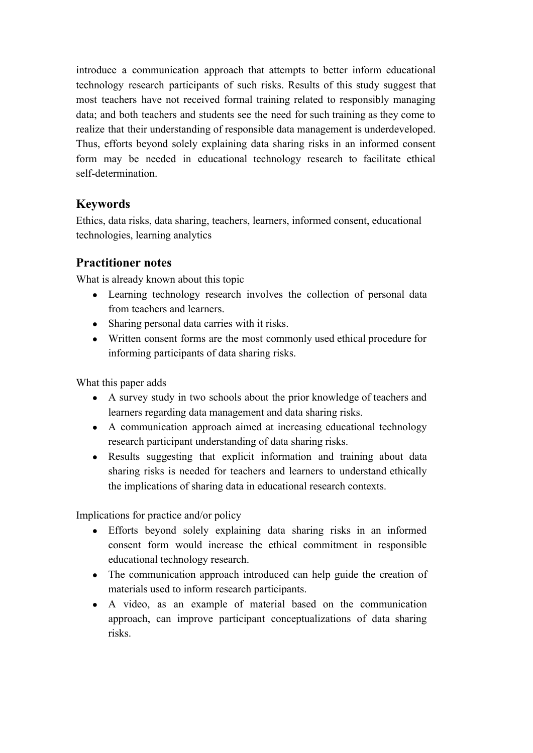introduce a communication approach that attempts to better inform educational technology research participants of such risks. Results of this study suggest that most teachers have not received formal training related to responsibly managing data; and both teachers and students see the need for such training as they come to realize that their understanding of responsible data management is underdeveloped. Thus, efforts beyond solely explaining data sharing risks in an informed consent form may be needed in educational technology research to facilitate ethical self-determination.

## Keywords

Ethics, data risks, data sharing, teachers, learners, informed consent, educational technologies, learning analytics

## Practitioner notes

What is already known about this topic

- Learning technology research involves the collection of personal data from teachers and learners.
- Sharing personal data carries with it risks.
- Written consent forms are the most commonly used ethical procedure for informing participants of data sharing risks.

What this paper adds

- A survey study in two schools about the prior knowledge of teachers and learners regarding data management and data sharing risks.
- A communication approach aimed at increasing educational technology research participant understanding of data sharing risks.
- Results suggesting that explicit information and training about data sharing risks is needed for teachers and learners to understand ethically the implications of sharing data in educational research contexts.

Implications for practice and/or policy

- Efforts beyond solely explaining data sharing risks in an informed consent form would increase the ethical commitment in responsible educational technology research.
- The communication approach introduced can help guide the creation of materials used to inform research participants.
- A video, as an example of material based on the communication approach, can improve participant conceptualizations of data sharing risks.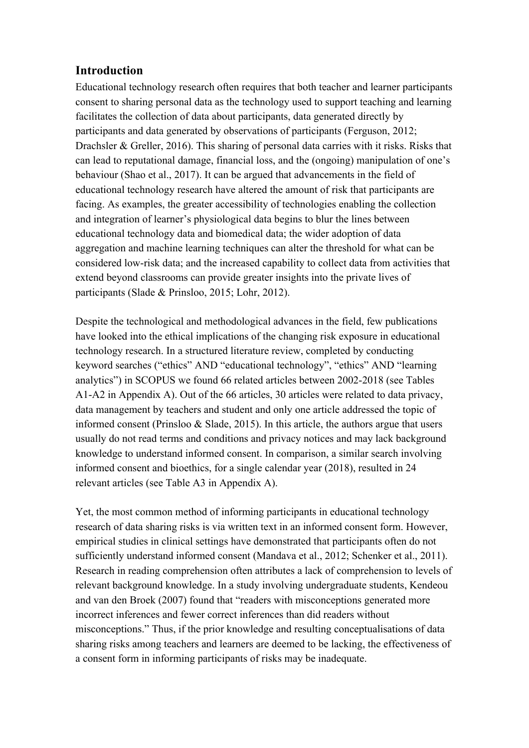## Introduction

Educational technology research often requires that both teacher and learner participants consent to sharing personal data as the technology used to support teaching and learning facilitates the collection of data about participants, data generated directly by participants and data generated by observations of participants (Ferguson, 2012; Drachsler & Greller, 2016). This sharing of personal data carries with it risks. Risks that can lead to reputational damage, financial loss, and the (ongoing) manipulation of one's behaviour (Shao et al., 2017). It can be argued that advancements in the field of educational technology research have altered the amount of risk that participants are facing. As examples, the greater accessibility of technologies enabling the collection and integration of learner's physiological data begins to blur the lines between educational technology data and biomedical data; the wider adoption of data aggregation and machine learning techniques can alter the threshold for what can be considered low-risk data; and the increased capability to collect data from activities that extend beyond classrooms can provide greater insights into the private lives of participants (Slade & Prinsloo, 2015; Lohr, 2012).

Despite the technological and methodological advances in the field, few publications have looked into the ethical implications of the changing risk exposure in educational technology research. In a structured literature review, completed by conducting keyword searches ("ethics" AND "educational technology", "ethics" AND "learning analytics") in SCOPUS we found 66 related articles between 2002-2018 (see Tables A1-A2 in Appendix A). Out of the 66 articles, 30 articles were related to data privacy, data management by teachers and student and only one article addressed the topic of informed consent (Prinsloo & Slade, 2015). In this article, the authors argue that users usually do not read terms and conditions and privacy notices and may lack background knowledge to understand informed consent. In comparison, a similar search involving informed consent and bioethics, for a single calendar year (2018), resulted in 24 relevant articles (see Table A3 in Appendix A).

Yet, the most common method of informing participants in educational technology research of data sharing risks is via written text in an informed consent form. However, empirical studies in clinical settings have demonstrated that participants often do not sufficiently understand informed consent (Mandava et al., 2012; Schenker et al., 2011). Research in reading comprehension often attributes a lack of comprehension to levels of relevant background knowledge. In a study involving undergraduate students, Kendeou and van den Broek (2007) found that "readers with misconceptions generated more incorrect inferences and fewer correct inferences than did readers without misconceptions." Thus, if the prior knowledge and resulting conceptualisations of data sharing risks among teachers and learners are deemed to be lacking, the effectiveness of a consent form in informing participants of risks may be inadequate.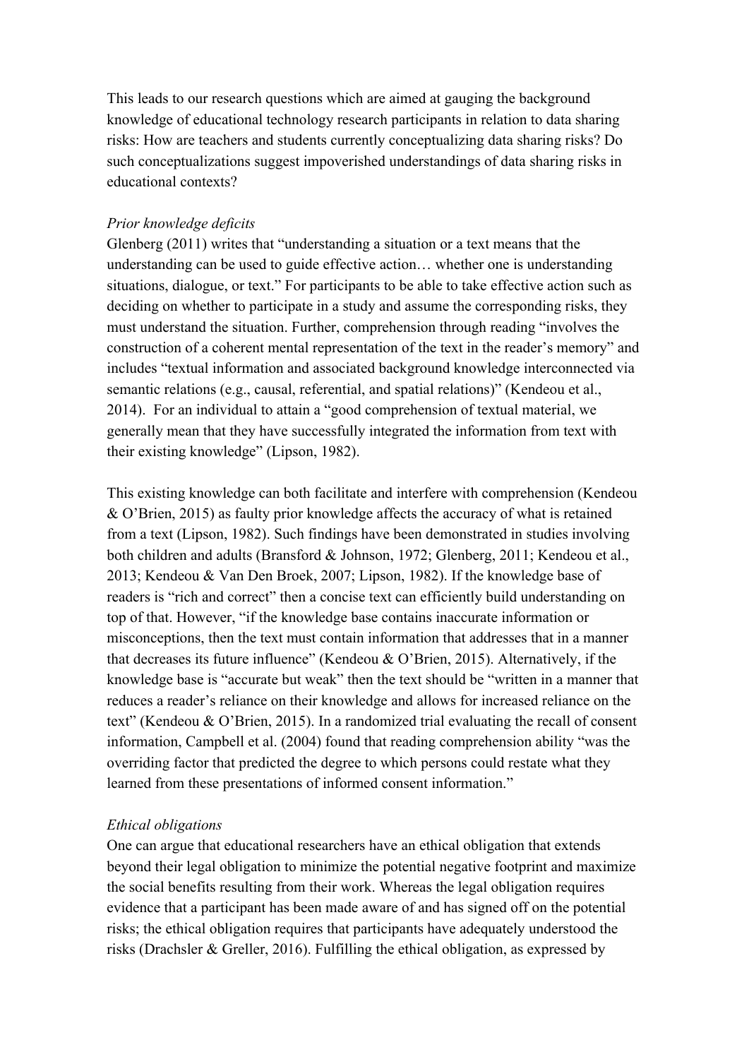This leads to our research questions which are aimed at gauging the background knowledge of educational technology research participants in relation to data sharing risks: How are teachers and students currently conceptualizing data sharing risks? Do such conceptualizations suggest impoverished understandings of data sharing risks in educational contexts?

*Prior knowledge deficits*

Glenberg (2011) writes that "understanding a situation or a text means that the understanding can be used to guide effective action… whether one is understanding situations, dialogue, or text." For participants to be able to take effective action such as deciding on whether to participate in a study and assume the corresponding risks, they must understand the situation. Further, comprehension through reading "involves the construction of a coherent mental representation of the text in the reader's memory" and includes "textual information and associated background knowledge interconnected via semantic relations (e.g., causal, referential, and spatial relations)" (Kendeou et al., 2014). For an individual to attain a "good comprehension of textual material, we generally mean that they have successfully integrated the information from text with their existing knowledge" (Lipson, 1982).

This existing knowledge can both facilitate and interfere with comprehension (Kendeou & O'Brien, 2015) as faulty prior knowledge affects the accuracy of what is retained from a text (Lipson, 1982). Such findings have been demonstrated in studies involving both children and adults (Bransford & Johnson, 1972; Glenberg, 2011; Kendeou et al., 2013; Kendeou & Van Den Broek, 2007; Lipson, 1982). If the knowledge base of readers is "rich and correct" then a concise text can efficiently build understanding on top of that. However, "if the knowledge base contains inaccurate information or misconceptions, then the text must contain information that addresses that in a manner that decreases its future influence" (Kendeou & O'Brien, 2015). Alternatively, if the knowledge base is "accurate but weak" then the text should be "written in a manner that reduces a reader's reliance on their knowledge and allows for increased reliance on the text" (Kendeou & O'Brien, 2015). In a randomized trial evaluating the recall of consent information, Campbell et al. (2004) found that reading comprehension ability "was the overriding factor that predicted the degree to which persons could restate what they learned from these presentations of informed consent information."

*Ethical obligations*

One can argue that educational researchers have an ethical obligation that extends beyond their legal obligation to minimize the potential negative footprint and maximize the social benefits resulting from their work. Whereas the legal obligation requires evidence that a participant has been made aware of and has signed off on the potential risks; the ethical obligation requires that participants have adequately understood the risks (Drachsler & Greller, 2016). Fulfilling the ethical obligation, as expressed by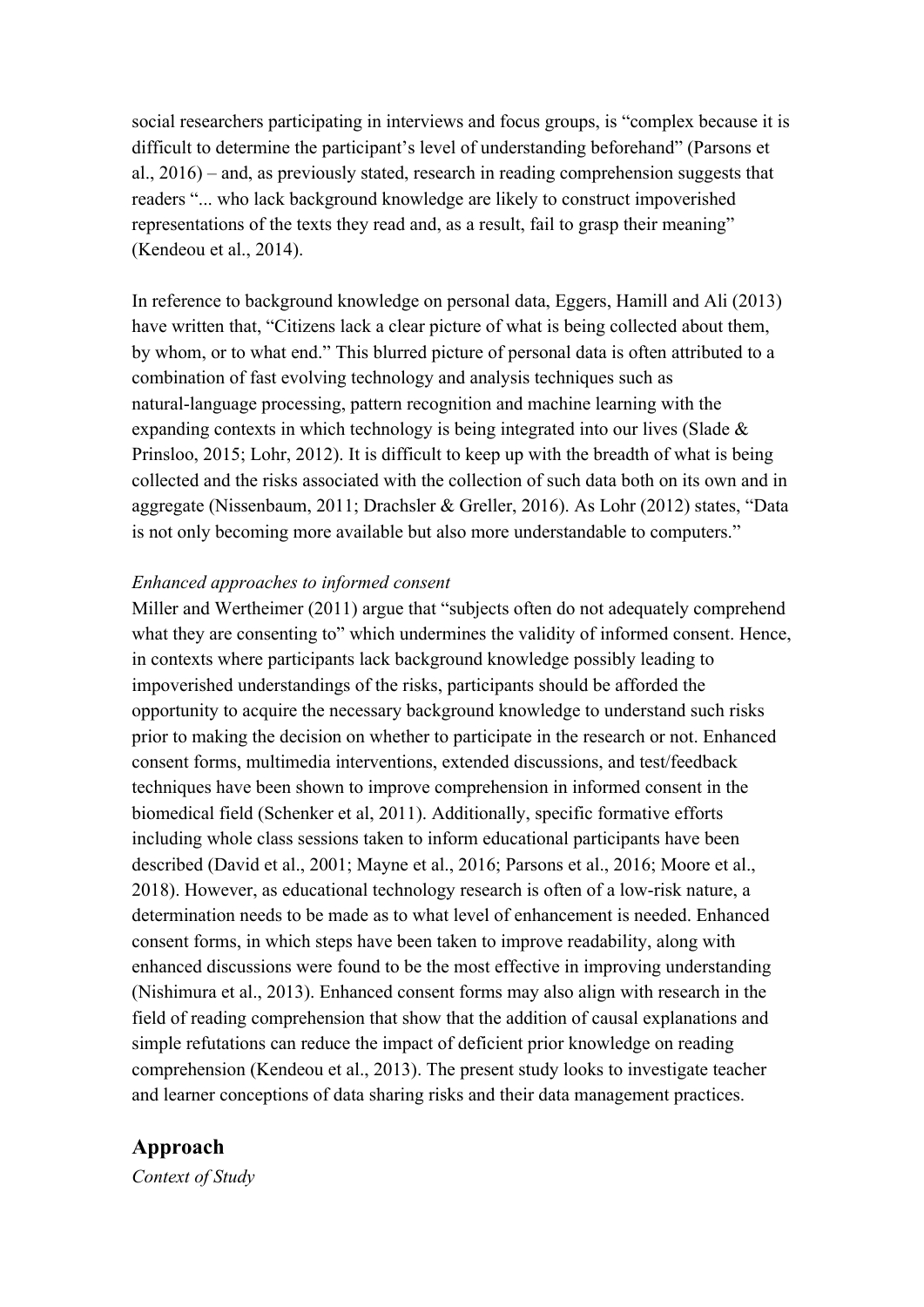social researchers participating in interviews and focus groups, is "complex because it is difficult to determine the participant's level of understanding beforehand" (Parsons et al., 2016) – and, as previously stated, research in reading comprehension suggests that readers "... who lack background knowledge are likely to construct impoverished representations of the texts they read and, as a result, fail to grasp their meaning" (Kendeou et al., 2014).

In reference to background knowledge on personal data, Eggers, Hamill and Ali (2013) have written that, "Citizens lack a clear picture of what is being collected about them, by whom, or to what end." This blurred picture of personal data is often attributed to a combination of fast evolving technology and analysis techniques such as natural-language processing, pattern recognition and machine learning with the expanding contexts in which technology is being integrated into our lives (Slade & Prinsloo, 2015; Lohr, 2012). It is difficult to keep up with the breadth of what is being collected and the risks associated with the collection of such data both on its own and in aggregate (Nissenbaum, 2011; Drachsler & Greller, 2016). As Lohr (2012) states, "Data is not only becoming more available but also more understandable to computers."

*Enhanced approaches to informed consent*

Miller and Wertheimer (2011) argue that "subjects often do not adequately comprehend what they are consenting to" which undermines the validity of informed consent. Hence, in contexts where participants lack background knowledge possibly leading to impoverished understandings of the risks, participants should be afforded the opportunity to acquire the necessary background knowledge to understand such risks prior to making the decision on whether to participate in the research or not. Enhanced consent forms, multimedia interventions, extended discussions, and test/feedback techniques have been shown to improve comprehension in informed consent in the biomedical field (Schenker et al, 2011). Additionally, specific formative efforts including whole class sessions taken to inform educational participants have been described (David et al., 2001; Mayne et al., 2016; Parsons et al., 2016; Moore et al., 2018). However, as educational technology research is often of a low-risk nature, a determination needs to be made as to what level of enhancement is needed. Enhanced consent forms, in which steps have been taken to improve readability, along with enhanced discussions were found to be the most effective in improving understanding (Nishimura et al., 2013). Enhanced consent forms may also align with research in the field of reading comprehension that show that the addition of causal explanations and simple refutations can reduce the impact of deficient prior knowledge on reading comprehension (Kendeou et al., 2013). The present study looks to investigate teacher and learner conceptions of data sharing risks and their data management practices.

## Approach

*Context of Study*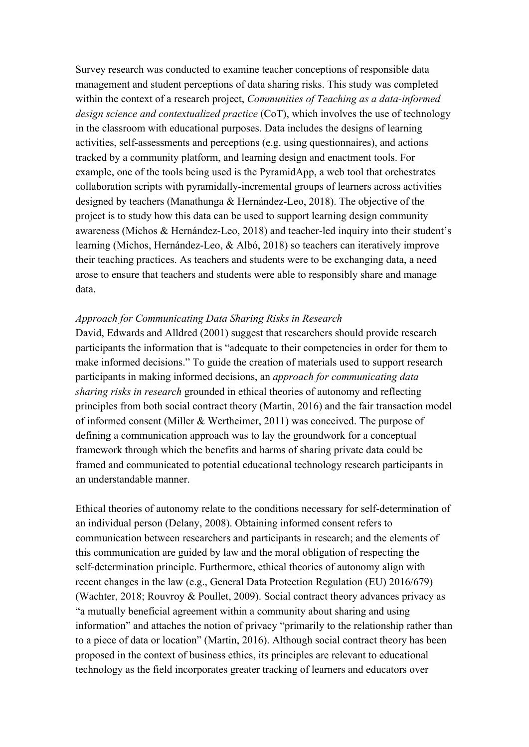Survey research was conducted to examine teacher conceptions of responsible data management and student perceptions of data sharing risks. This study was completed within the context of a research project, *Communities of Teaching as a data-informed design science and contextualized practice* (CoT), which involves the use of technology in the classroom with educational purposes. Data includes the designs of learning activities, self-assessments and perceptions (e.g. using questionnaires), and actions tracked by a community platform, and learning design and enactment tools. For example, one of the tools being used is the PyramidApp, a web tool that orchestrates collaboration scripts with pyramidally-incremental groups of learners across activities designed by teachers (Manathunga & Hernández-Leo, 2018). The objective of the project is to study how this data can be used to support learning design community awareness (Michos & Hernández-Leo, 2018) and teacher-led inquiry into their student's learning (Michos, Hernández-Leo, & Albó, 2018) so teachers can iteratively improve their teaching practices. As teachers and students were to be exchanging data, a need arose to ensure that teachers and students were able to responsibly share and manage data.

*Approach for Communicating Data Sharing Risks in Research*

David, Edwards and Alldred (2001) suggest that researchers should provide research participants the information that is "adequate to their competencies in order for them to make informed decisions." To guide the creation of materials used to support research participants in making informed decisions, an *approach for communicating data sharing risks in research* grounded in ethical theories of autonomy and reflecting principles from both social contract theory (Martin, 2016) and the fair transaction model of informed consent (Miller & Wertheimer, 2011) was conceived. The purpose of defining a communication approach was to lay the groundwork for a conceptual framework through which the benefits and harms of sharing private data could be framed and communicated to potential educational technology research participants in an understandable manner.

Ethical theories of autonomy relate to the conditions necessary for self-determination of an individual person (Delany, 2008). Obtaining informed consent refers to communication between researchers and participants in research; and the elements of this communication are guided by law and the moral obligation of respecting the self-determination principle. Furthermore, ethical theories of autonomy align with recent changes in the law (e.g., General Data Protection Regulation (EU) 2016/679) (Wachter, 2018; Rouvroy & Poullet, 2009). Social contract theory advances privacy as "a mutually beneficial agreement within a community about sharing and using information" and attaches the notion of privacy "primarily to the relationship rather than to a piece of data or location" (Martin, 2016). Although social contract theory has been proposed in the context of business ethics, its principles are relevant to educational technology as the field incorporates greater tracking of learners and educators over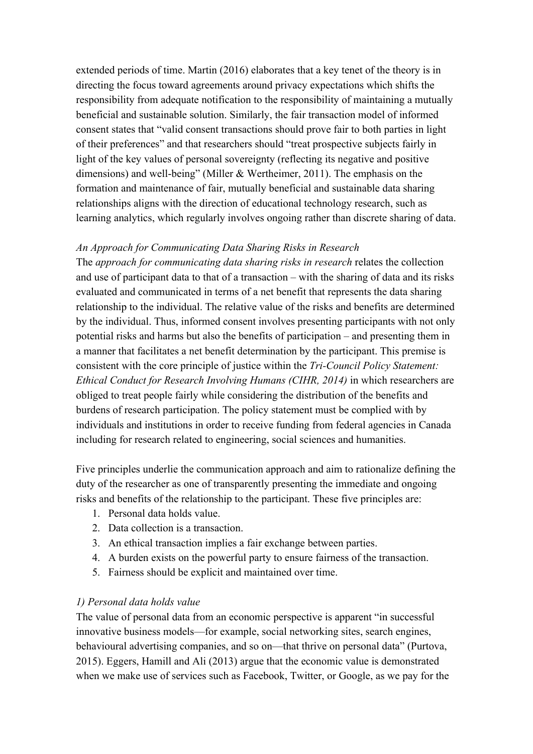extended periods of time. Martin (2016) elaborates that a key tenet of the theory is in directing the focus toward agreements around privacy expectations which shifts the responsibility from adequate notification to the responsibility of maintaining a mutually beneficial and sustainable solution. Similarly, the fair transaction model of informed consent states that "valid consent transactions should prove fair to both parties in light of their preferences" and that researchers should "treat prospective subjects fairly in light of the key values of personal sovereignty (reflecting its negative and positive dimensions) and well-being" (Miller & Wertheimer, 2011). The emphasis on the formation and maintenance of fair, mutually beneficial and sustainable data sharing relationships aligns with the direction of educational technology research, such as learning analytics, which regularly involves ongoing rather than discrete sharing of data.

*An Approach for Communicating Data Sharing Risks in Research*

The *approach for communicating data sharing risks in research* relates the collection and use of participant data to that of a transaction – with the sharing of data and its risks evaluated and communicated in terms of a net benefit that represents the data sharing relationship to the individual. The relative value of the risks and benefits are determined by the individual. Thus, informed consent involves presenting participants with not only potential risks and harms but also the benefits of participation – and presenting them in a manner that facilitates a net benefit determination by the participant. This premise is consistent with the core principle of justice within the *Tri-Council Policy Statement: Ethical Conduct for Research Involving Humans (CIHR, 2014)* in which researchers are obliged to treat people fairly while considering the distribution of the benefits and burdens of research participation. The policy statement must be complied with by individuals and institutions in order to receive funding from federal agencies in Canada including for research related to engineering, social sciences and humanities.

Five principles underlie the communication approach and aim to rationalize defining the duty of the researcher as one of transparently presenting the immediate and ongoing risks and benefits of the relationship to the participant. These five principles are:

1. Personal data holds value.
2. Data collection is a transaction.
3. An ethical transaction implies a fair exchange between parties.
4. A burden exists on the powerful party to ensure fairness of the transaction.
5. Fairness should be explicit and maintained over time.

*1) Personal data holds value*

The value of personal data from an economic perspective is apparent "in successful innovative business models—for example, social networking sites, search engines, behavioural advertising companies, and so on—that thrive on personal data" (Purtova, 2015). Eggers, Hamill and Ali (2013) argue that the economic value is demonstrated when we make use of services such as Facebook, Twitter, or Google, as we pay for the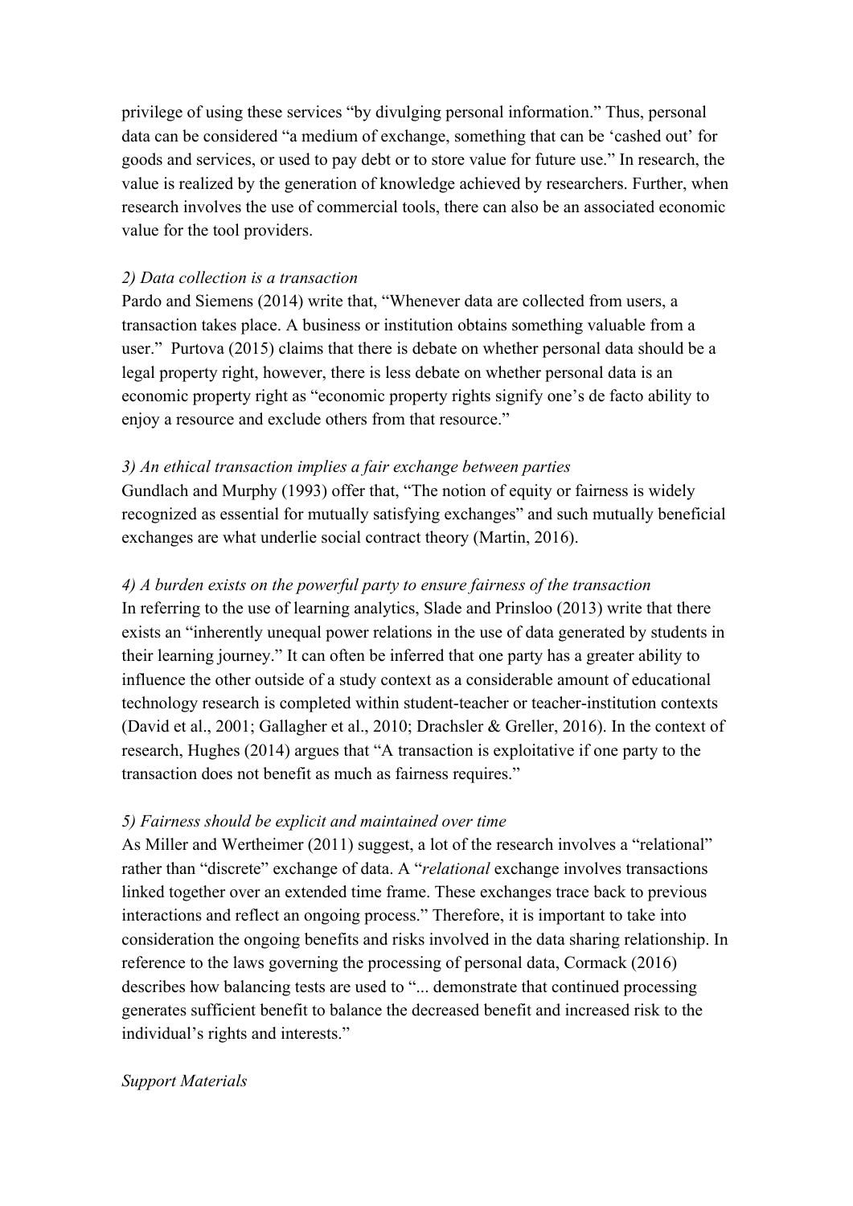privilege of using these services "by divulging personal information." Thus, personal data can be considered "a medium of exchange, something that can be 'cashed out' for goods and services, or used to pay debt or to store value for future use." In research, the value is realized by the generation of knowledge achieved by researchers. Further, when research involves the use of commercial tools, there can also be an associated economic value for the tool providers.

*2) Data collection is a transaction*

Pardo and Siemens (2014) write that, "Whenever data are collected from users, a transaction takes place. A business or institution obtains something valuable from a user." Purtova (2015) claims that there is debate on whether personal data should be a legal property right, however, there is less debate on whether personal data is an economic property right as "economic property rights signify one's de facto ability to enjoy a resource and exclude others from that resource."

*3) An ethical transaction implies a fair exchange between parties*

Gundlach and Murphy (1993) offer that, "The notion of equity or fairness is widely recognized as essential for mutually satisfying exchanges" and such mutually beneficial exchanges are what underlie social contract theory (Martin, 2016).

*4) A burden exists on the powerful party to ensure fairness of the transaction*

In referring to the use of learning analytics, Slade and Prinsloo (2013) write that there exists an "inherently unequal power relations in the use of data generated by students in their learning journey." It can often be inferred that one party has a greater ability to influence the other outside of a study context as a considerable amount of educational technology research is completed within student-teacher or teacher-institution contexts (David et al., 2001; Gallagher et al., 2010; Drachsler & Greller, 2016). In the context of research, Hughes (2014) argues that "A transaction is exploitative if one party to the transaction does not benefit as much as fairness requires."

*5) Fairness should be explicit and maintained over time*

As Miller and Wertheimer (2011) suggest, a lot of the research involves a "relational" rather than "discrete" exchange of data. A "*relational* exchange involves transactions linked together over an extended time frame. These exchanges trace back to previous interactions and reflect an ongoing process." Therefore, it is important to take into consideration the ongoing benefits and risks involved in the data sharing relationship. In reference to the laws governing the processing of personal data, Cormack (2016) describes how balancing tests are used to "... demonstrate that continued processing generates sufficient benefit to balance the decreased benefit and increased risk to the individual's rights and interests."

*Support Materials*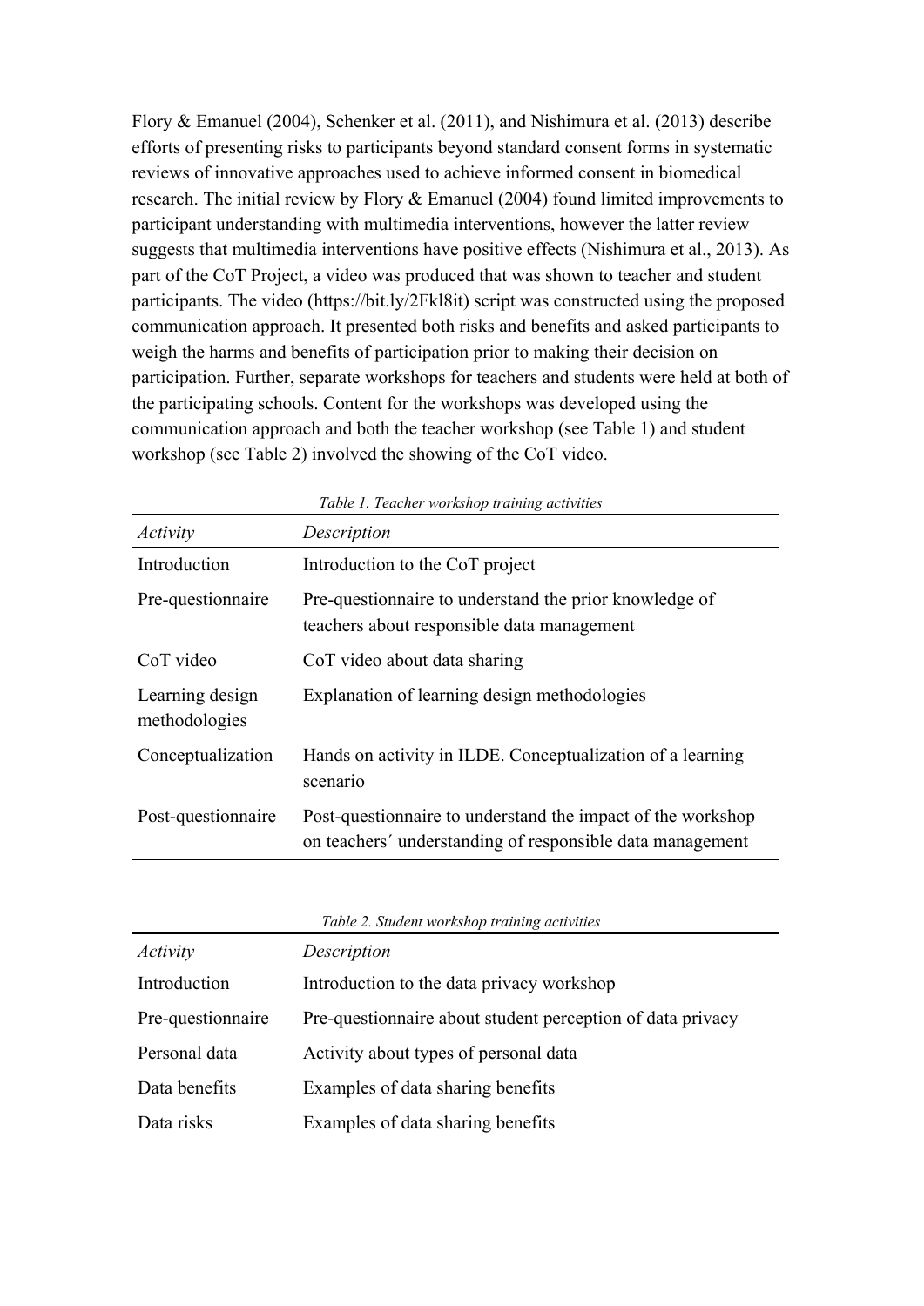Flory & Emanuel (2004), Schenker et al. (2011), and Nishimura et al. (2013) describe efforts of presenting risks to participants beyond standard consent forms in systematic reviews of innovative approaches used to achieve informed consent in biomedical research. The initial review by Flory & Emanuel (2004) found limited improvements to participant understanding with multimedia interventions, however the latter review suggests that multimedia interventions have positive effects (Nishimura et al., 2013). As part of the CoT Project, a video was produced that was shown to teacher and student participants. The video (https://bit.ly/2Fkl8it) script was constructed using the proposed communication approach. It presented both risks and benefits and asked participants to weigh the harms and benefits of participation prior to making their decision on participation. Further, separate workshops for teachers and students were held at both of the participating schools. Content for the workshops was developed using the communication approach and both the teacher workshop (see Table 1) and student workshop (see Table 2) involved the showing of the CoT video.

*Table 1. Teacher workshop training activities*

| *Activity* | *Description* |
|---|---|
| Introduction | Introduction to the CoT project |
| Pre-questionnaire | Pre-questionnaire to understand the prior knowledge of teachers about responsible data management |
| CoT video | CoT video about data sharing |
| Learning design methodologies | Explanation of learning design methodologies |
| Conceptualization | Hands on activity in ILDE. Conceptualization of a learning scenario |
| Post-questionnaire | Post-questionnaire to understand the impact of the workshop on teachers´ understanding of responsible data management |

*Table 2. Student workshop training activities*

| *Activity* | *Description* |
|---|---|
| Introduction | Introduction to the data privacy workshop |
| Pre-questionnaire | Pre-questionnaire about student perception of data privacy |
| Personal data | Activity about types of personal data |
| Data benefits | Examples of data sharing benefits |
| Data risks | Examples of data sharing benefits |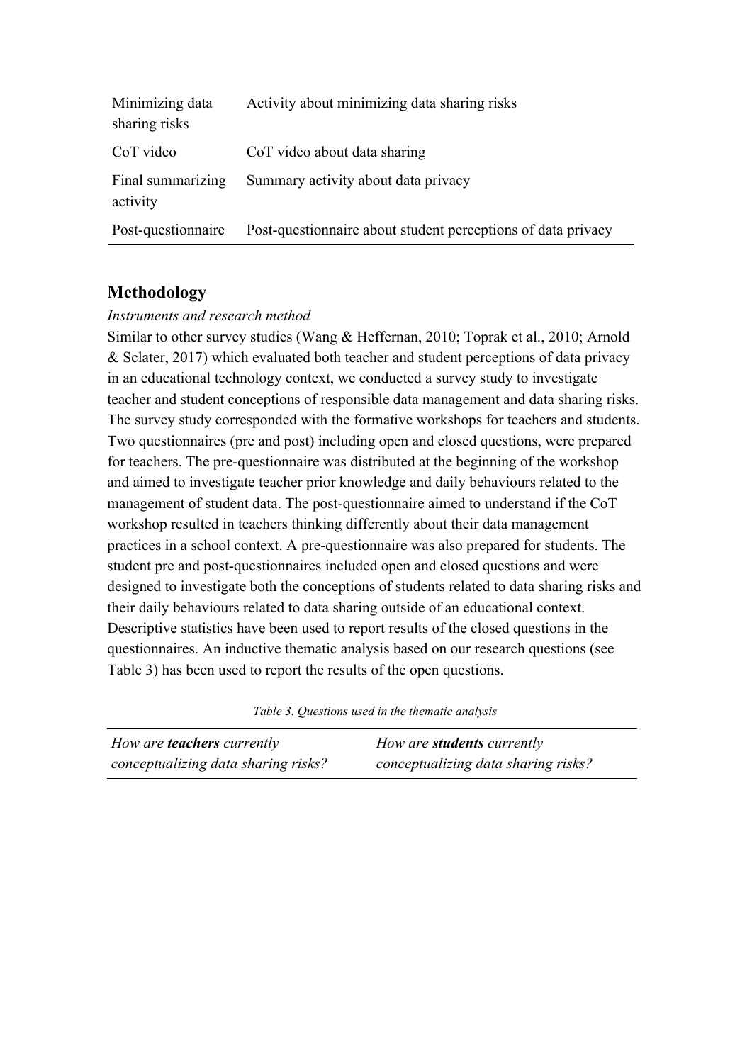| | |
|---|---|
| Minimizing data sharing risks | Activity about minimizing data sharing risks |
| CoT video | CoT video about data sharing |
| Final summarizing activity | Summary activity about data privacy |
| Post-questionnaire | Post-questionnaire about student perceptions of data privacy |

## Methodology

*Instruments and research method*

Similar to other survey studies (Wang & Heffernan, 2010; Toprak et al., 2010; Arnold & Sclater, 2017) which evaluated both teacher and student perceptions of data privacy in an educational technology context, we conducted a survey study to investigate teacher and student conceptions of responsible data management and data sharing risks. The survey study corresponded with the formative workshops for teachers and students. Two questionnaires (pre and post) including open and closed questions, were prepared for teachers. The pre-questionnaire was distributed at the beginning of the workshop and aimed to investigate teacher prior knowledge and daily behaviours related to the management of student data. The post-questionnaire aimed to understand if the CoT workshop resulted in teachers thinking differently about their data management practices in a school context. A pre-questionnaire was also prepared for students. The student pre and post-questionnaires included open and closed questions and were designed to investigate both the conceptions of students related to data sharing risks and their daily behaviours related to data sharing outside of an educational context. Descriptive statistics have been used to report results of the closed questions in the questionnaires. An inductive thematic analysis based on our research questions (see Table 3) has been used to report the results of the open questions.

*Table 3. Questions used in the thematic analysis*

| | |
|---|---|
| *How are **teachers** currently conceptualizing data sharing risks?* | *How are **students** currently conceptualizing data sharing risks?* |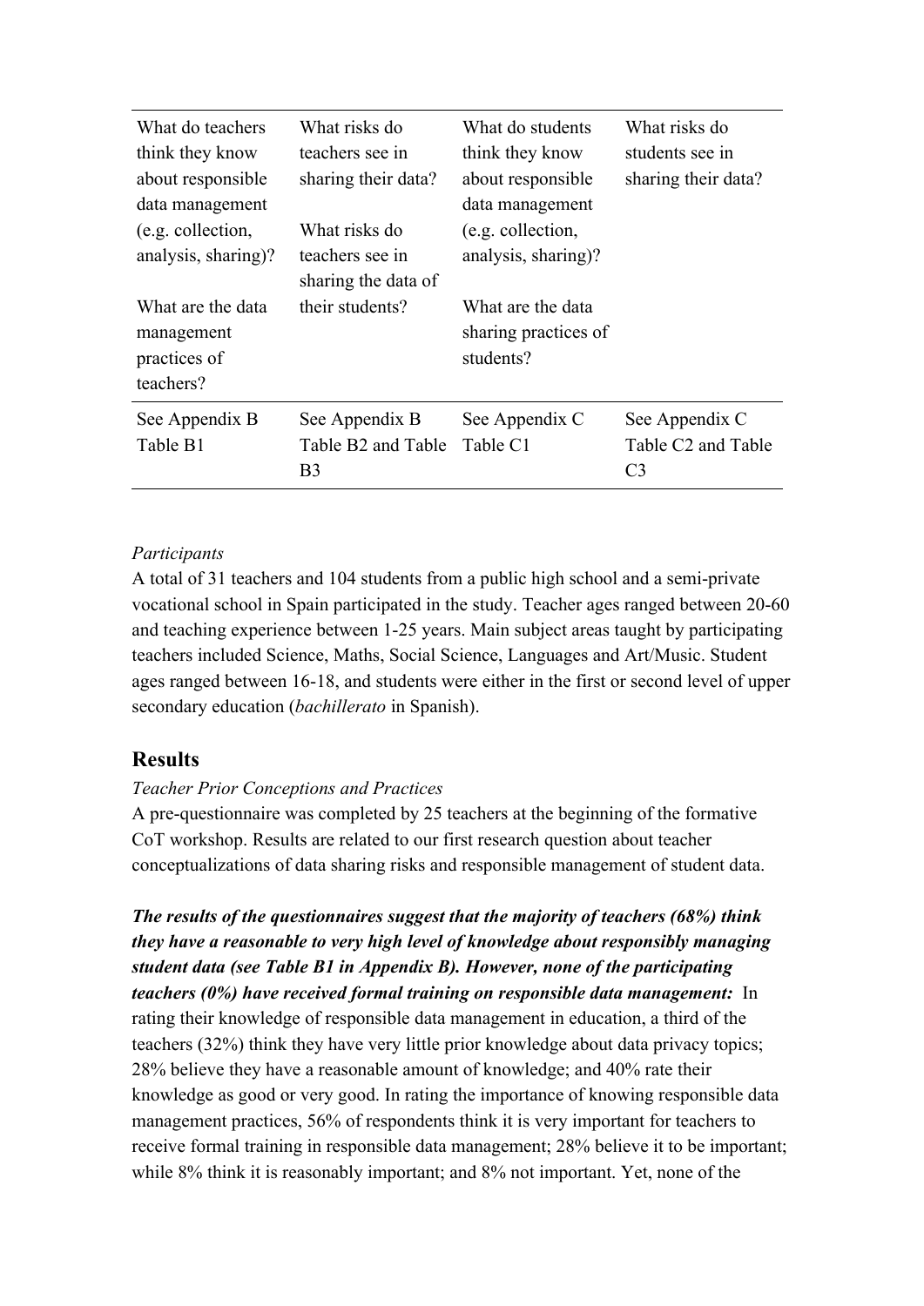| What do teachers think they know about responsible data management (e.g. collection, analysis, sharing)?<br><br>What are the data management practices of teachers? | What risks do teachers see in sharing their data?<br><br>What risks do teachers see in sharing the data of their students? | What do students think they know about responsible data management (e.g. collection, analysis, sharing)?<br><br>What are the data sharing practices of students? | What risks do students see in sharing their data? |
|---|---|---|---|
| See Appendix B Table B1 | See Appendix B Table B2 and Table B3 | See Appendix C Table C1 | See Appendix C Table C2 and Table C3 |

*Participants*

A total of 31 teachers and 104 students from a public high school and a semi-private vocational school in Spain participated in the study. Teacher ages ranged between 20-60 and teaching experience between 1-25 years. Main subject areas taught by participating teachers included Science, Maths, Social Science, Languages and Art/Music. Student ages ranged between 16-18, and students were either in the first or second level of upper secondary education (*bachillerato* in Spanish).

## Results

*Teacher Prior Conceptions and Practices*

A pre-questionnaire was completed by 25 teachers at the beginning of the formative CoT workshop. Results are related to our first research question about teacher conceptualizations of data sharing risks and responsible management of student data.

***The results of the questionnaires suggest that the majority of teachers (68%) think they have a reasonable to very high level of knowledge about responsibly managing student data (see Table B1 in Appendix B). However, none of the participating teachers (0%) have received formal training on responsible data management:*** In rating their knowledge of responsible data management in education, a third of the teachers (32%) think they have very little prior knowledge about data privacy topics; 28% believe they have a reasonable amount of knowledge; and 40% rate their knowledge as good or very good. In rating the importance of knowing responsible data management practices, 56% of respondents think it is very important for teachers to receive formal training in responsible data management; 28% believe it to be important; while 8% think it is reasonably important; and 8% not important. Yet, none of the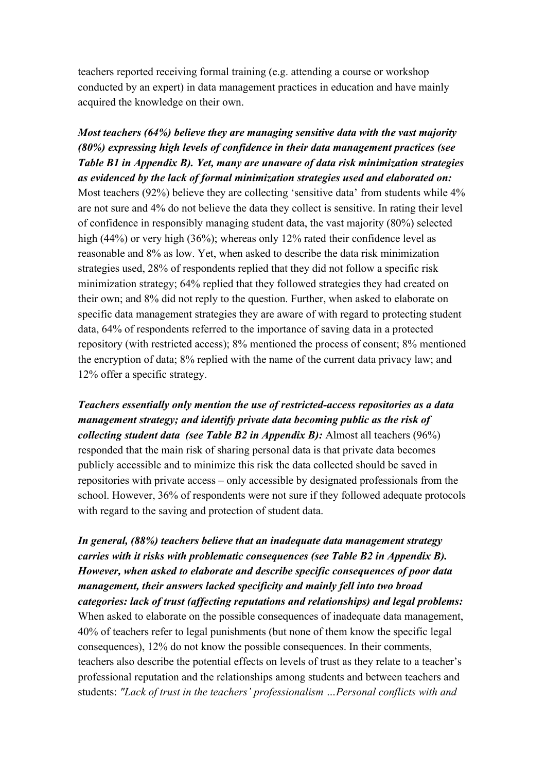teachers reported receiving formal training (e.g. attending a course or workshop conducted by an expert) in data management practices in education and have mainly acquired the knowledge on their own.

***Most teachers (64%) believe they are managing sensitive data with the vast majority (80%) expressing high levels of confidence in their data management practices (see Table B1 in Appendix B). Yet, many are unaware of data risk minimization strategies as evidenced by the lack of formal minimization strategies used and elaborated on:*** Most teachers (92%) believe they are collecting 'sensitive data' from students while 4% are not sure and 4% do not believe the data they collect is sensitive. In rating their level of confidence in responsibly managing student data, the vast majority (80%) selected high (44%) or very high (36%); whereas only 12% rated their confidence level as reasonable and 8% as low. Yet, when asked to describe the data risk minimization strategies used, 28% of respondents replied that they did not follow a specific risk minimization strategy; 64% replied that they followed strategies they had created on their own; and 8% did not reply to the question. Further, when asked to elaborate on specific data management strategies they are aware of with regard to protecting student data, 64% of respondents referred to the importance of saving data in a protected repository (with restricted access); 8% mentioned the process of consent; 8% mentioned the encryption of data; 8% replied with the name of the current data privacy law; and 12% offer a specific strategy.

***Teachers essentially only mention the use of restricted-access repositories as a data management strategy; and identify private data becoming public as the risk of collecting student data (see Table B2 in Appendix B):*** Almost all teachers (96%) responded that the main risk of sharing personal data is that private data becomes publicly accessible and to minimize this risk the data collected should be saved in repositories with private access – only accessible by designated professionals from the school. However, 36% of respondents were not sure if they followed adequate protocols with regard to the saving and protection of student data.

***In general, (88%) teachers believe that an inadequate data management strategy carries with it risks with problematic consequences (see Table B2 in Appendix B). However, when asked to elaborate and describe specific consequences of poor data management, their answers lacked specificity and mainly fell into two broad categories: lack of trust (affecting reputations and relationships) and legal problems:*** When asked to elaborate on the possible consequences of inadequate data management, 40% of teachers refer to legal punishments (but none of them know the specific legal consequences), 12% do not know the possible consequences. In their comments, teachers also describe the potential effects on levels of trust as they relate to a teacher's professional reputation and the relationships among students and between teachers and students: *"Lack of trust in the teachers' professionalism …Personal conflicts with and*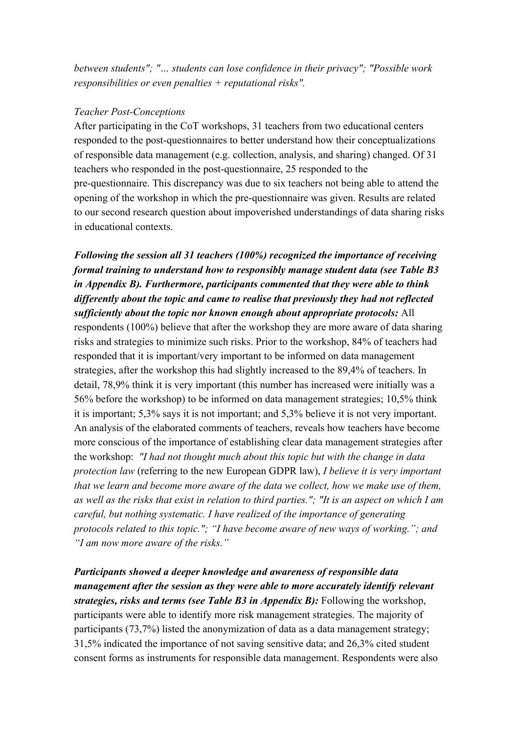*between students"; "... students can lose confidence in their privacy"; "Possible work responsibilities or even penalties + reputational risks".*

*Teacher Post-Conceptions*

After participating in the CoT workshops, 31 teachers from two educational centers responded to the post-questionnaires to better understand how their conceptualizations of responsible data management (e.g. collection, analysis, and sharing) changed. Of 31 teachers who responded in the post-questionnaire, 25 responded to the pre-questionnaire. This discrepancy was due to six teachers not being able to attend the opening of the workshop in which the pre-questionnaire was given. Results are related to our second research question about impoverished understandings of data sharing risks in educational contexts.

***Following the session all 31 teachers (100%) recognized the importance of receiving formal training to understand how to responsibly manage student data (see Table B3 in Appendix B). Furthermore, participants commented that they were able to think differently about the topic and came to realise that previously they had not reflected sufficiently about the topic nor known enough about appropriate protocols:*** All respondents (100%) believe that after the workshop they are more aware of data sharing risks and strategies to minimize such risks. Prior to the workshop, 84% of teachers had responded that it is important/very important to be informed on data management strategies, after the workshop this had slightly increased to the 89,4% of teachers. In detail, 78,9% think it is very important (this number has increased were initially was a 56% before the workshop) to be informed on data management strategies; 10,5% think it is important; 5,3% says it is not important; and 5,3% believe it is not very important. An analysis of the elaborated comments of teachers, reveals how teachers have become more conscious of the importance of establishing clear data management strategies after the workshop: *"I had not thought much about this topic but with the change in data protection law* (referring to the new European GDPR law), *I believe it is very important that we learn and become more aware of the data we collect, how we make use of them, as well as the risks that exist in relation to third parties."; "It is an aspect on which I am careful, but nothing systematic. I have realized of the importance of generating protocols related to this topic."; "I have become aware of new ways of working."; and "I am now more aware of the risks."*

***Participants showed a deeper knowledge and awareness of responsible data management after the session as they were able to more accurately identify relevant strategies, risks and terms (see Table B3 in Appendix B):*** Following the workshop, participants were able to identify more risk management strategies. The majority of participants (73,7%) listed the anonymization of data as a data management strategy; 31,5% indicated the importance of not saving sensitive data; and 26,3% cited student consent forms as instruments for responsible data management. Respondents were also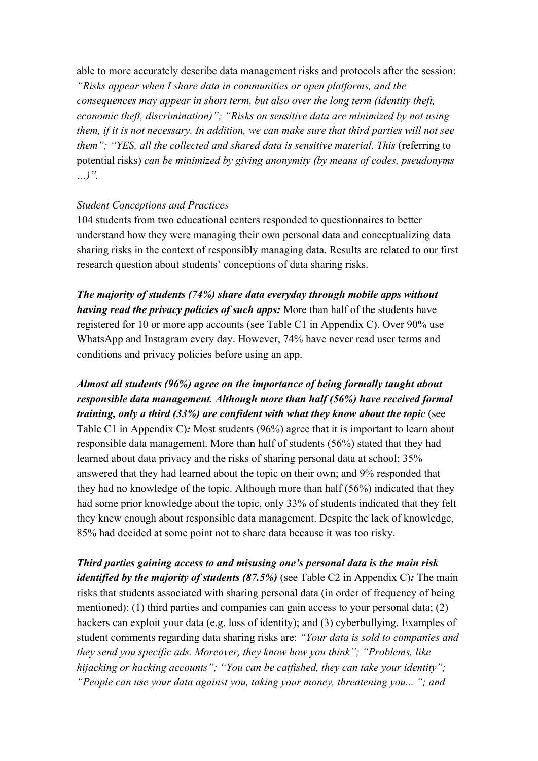able to more accurately describe data management risks and protocols after the session: *"Risks appear when I share data in communities or open platforms, and the consequences may appear in short term, but also over the long term (identity theft, economic theft, discrimination)"; "Risks on sensitive data are minimized by not using them, if it is not necessary. In addition, we can make sure that third parties will not see them"; "YES, all the collected and shared data is sensitive material. This* (referring to potential risks) *can be minimized by giving anonymity (by means of codes, pseudonyms ...)".*

*Student Conceptions and Practices*

104 students from two educational centers responded to questionnaires to better understand how they were managing their own personal data and conceptualizing data sharing risks in the context of responsibly managing data. Results are related to our first research question about students' conceptions of data sharing risks.

***The majority of students (74%) share data everyday through mobile apps without having read the privacy policies of such apps:*** More than half of the students have registered for 10 or more app accounts (see Table C1 in Appendix C). Over 90% use WhatsApp and Instagram every day. However, 74% have never read user terms and conditions and privacy policies before using an app.

***Almost all students (96%) agree on the importance of being formally taught about responsible data management. Although more than half (56%) have received formal training, only a third (33%) are confident with what they know about the topic*** (see Table C1 in Appendix C)***:*** Most students (96%) agree that it is important to learn about responsible data management. More than half of students (56%) stated that they had learned about data privacy and the risks of sharing personal data at school; 35% answered that they had learned about the topic on their own; and 9% responded that they had no knowledge of the topic. Although more than half (56%) indicated that they had some prior knowledge about the topic, only 33% of students indicated that they felt they knew enough about responsible data management. Despite the lack of knowledge, 85% had decided at some point not to share data because it was too risky.

***Third parties gaining access to and misusing one's personal data is the main risk identified by the majority of students (87.5%)*** (see Table C2 in Appendix C)***:*** The main risks that students associated with sharing personal data (in order of frequency of being mentioned): (1) third parties and companies can gain access to your personal data; (2) hackers can exploit your data (e.g. loss of identity); and (3) cyberbullying. Examples of student comments regarding data sharing risks are: *"Your data is sold to companies and they send you specific ads. Moreover, they know how you think"; "Problems, like hijacking or hacking accounts"; "You can be catfished, they can take your identity"; "People can use your data against you, taking your money, threatening you... "; and*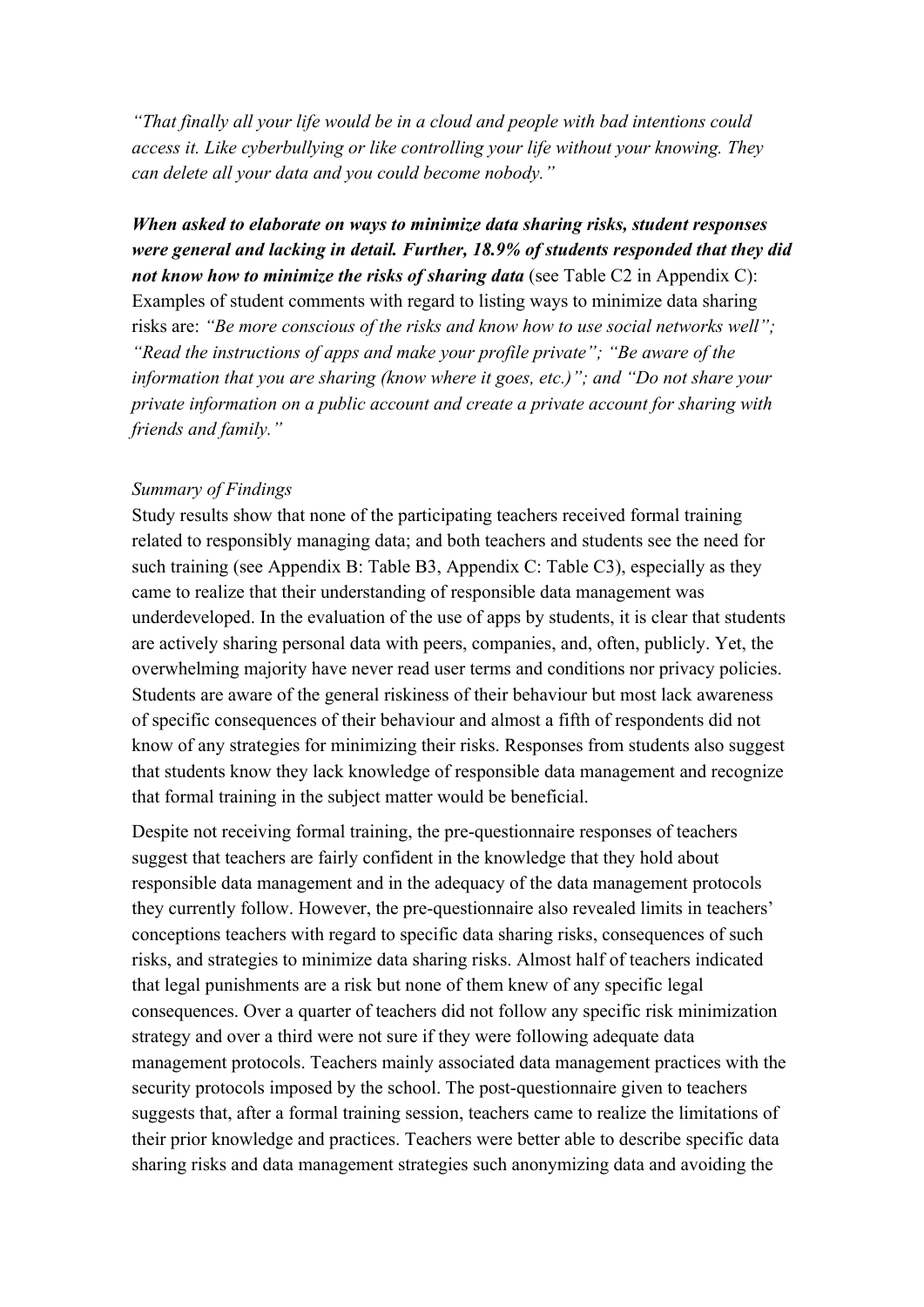*"That finally all your life would be in a cloud and people with bad intentions could access it. Like cyberbullying or like controlling your life without your knowing. They can delete all your data and you could become nobody."*

***When asked to elaborate on ways to minimize data sharing risks, student responses were general and lacking in detail. Further, 18.9% of students responded that they did not know how to minimize the risks of sharing data*** (see Table C2 in Appendix C): Examples of student comments with regard to listing ways to minimize data sharing risks are: *"Be more conscious of the risks and know how to use social networks well"; "Read the instructions of apps and make your profile private"; "Be aware of the information that you are sharing (know where it goes, etc.)"; and "Do not share your private information on a public account and create a private account for sharing with friends and family."*

*Summary of Findings*

Study results show that none of the participating teachers received formal training related to responsibly managing data; and both teachers and students see the need for such training (see Appendix B: Table B3, Appendix C: Table C3), especially as they came to realize that their understanding of responsible data management was underdeveloped. In the evaluation of the use of apps by students, it is clear that students are actively sharing personal data with peers, companies, and, often, publicly. Yet, the overwhelming majority have never read user terms and conditions nor privacy policies. Students are aware of the general riskiness of their behaviour but most lack awareness of specific consequences of their behaviour and almost a fifth of respondents did not know of any strategies for minimizing their risks. Responses from students also suggest that students know they lack knowledge of responsible data management and recognize that formal training in the subject matter would be beneficial.

Despite not receiving formal training, the pre-questionnaire responses of teachers suggest that teachers are fairly confident in the knowledge that they hold about responsible data management and in the adequacy of the data management protocols they currently follow. However, the pre-questionnaire also revealed limits in teachers' conceptions teachers with regard to specific data sharing risks, consequences of such risks, and strategies to minimize data sharing risks. Almost half of teachers indicated that legal punishments are a risk but none of them knew of any specific legal consequences. Over a quarter of teachers did not follow any specific risk minimization strategy and over a third were not sure if they were following adequate data management protocols. Teachers mainly associated data management practices with the security protocols imposed by the school. The post-questionnaire given to teachers suggests that, after a formal training session, teachers came to realize the limitations of their prior knowledge and practices. Teachers were better able to describe specific data sharing risks and data management strategies such anonymizing data and avoiding the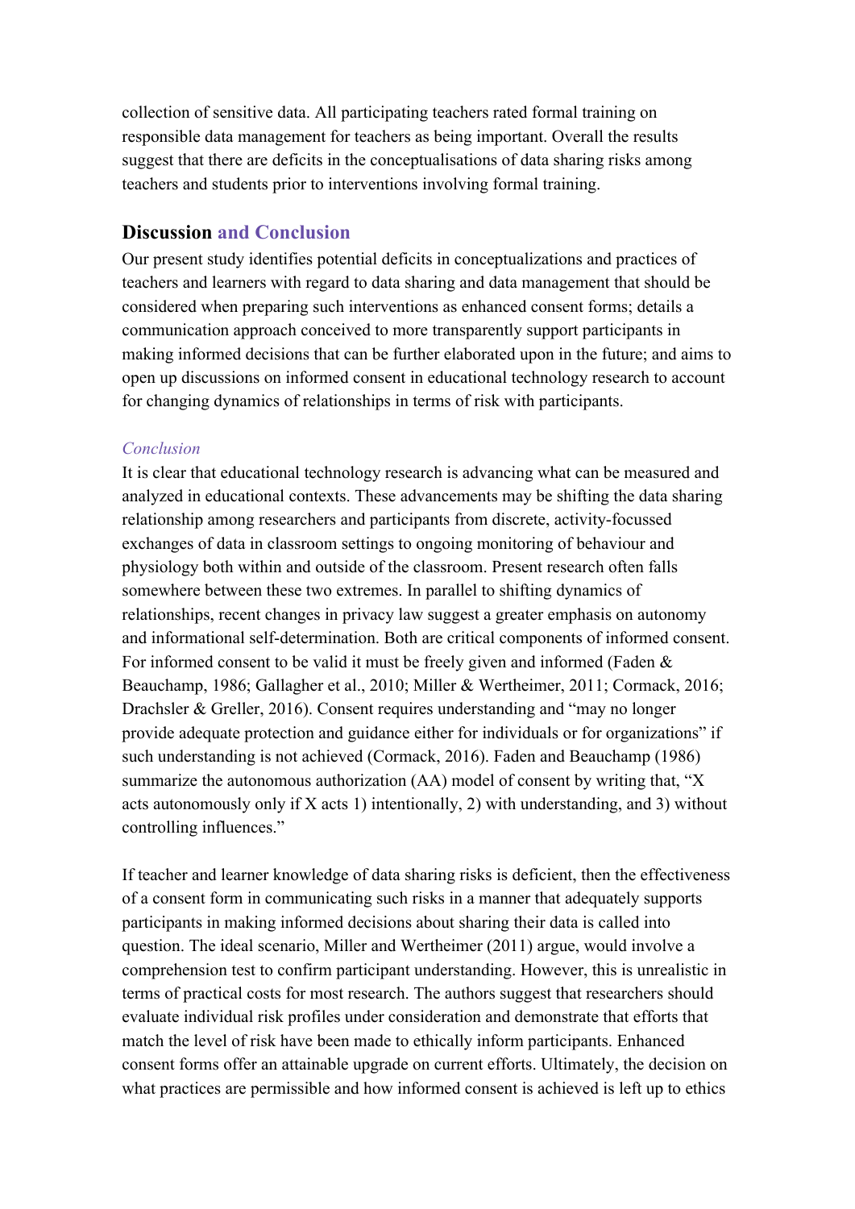collection of sensitive data. All participating teachers rated formal training on responsible data management for teachers as being important. Overall the results suggest that there are deficits in the conceptualisations of data sharing risks among teachers and students prior to interventions involving formal training.

## Discussion and Conclusion

Our present study identifies potential deficits in conceptualizations and practices of teachers and learners with regard to data sharing and data management that should be considered when preparing such interventions as enhanced consent forms; details a communication approach conceived to more transparently support participants in making informed decisions that can be further elaborated upon in the future; and aims to open up discussions on informed consent in educational technology research to account for changing dynamics of relationships in terms of risk with participants.

### *Conclusion*

It is clear that educational technology research is advancing what can be measured and analyzed in educational contexts. These advancements may be shifting the data sharing relationship among researchers and participants from discrete, activity-focussed exchanges of data in classroom settings to ongoing monitoring of behaviour and physiology both within and outside of the classroom. Present research often falls somewhere between these two extremes. In parallel to shifting dynamics of relationships, recent changes in privacy law suggest a greater emphasis on autonomy and informational self-determination. Both are critical components of informed consent. For informed consent to be valid it must be freely given and informed (Faden & Beauchamp, 1986; Gallagher et al., 2010; Miller & Wertheimer, 2011; Cormack, 2016; Drachsler & Greller, 2016). Consent requires understanding and "may no longer provide adequate protection and guidance either for individuals or for organizations" if such understanding is not achieved (Cormack, 2016). Faden and Beauchamp (1986) summarize the autonomous authorization (AA) model of consent by writing that, "X acts autonomously only if X acts 1) intentionally, 2) with understanding, and 3) without controlling influences."

If teacher and learner knowledge of data sharing risks is deficient, then the effectiveness of a consent form in communicating such risks in a manner that adequately supports participants in making informed decisions about sharing their data is called into question. The ideal scenario, Miller and Wertheimer (2011) argue, would involve a comprehension test to confirm participant understanding. However, this is unrealistic in terms of practical costs for most research. The authors suggest that researchers should evaluate individual risk profiles under consideration and demonstrate that efforts that match the level of risk have been made to ethically inform participants. Enhanced consent forms offer an attainable upgrade on current efforts. Ultimately, the decision on what practices are permissible and how informed consent is achieved is left up to ethics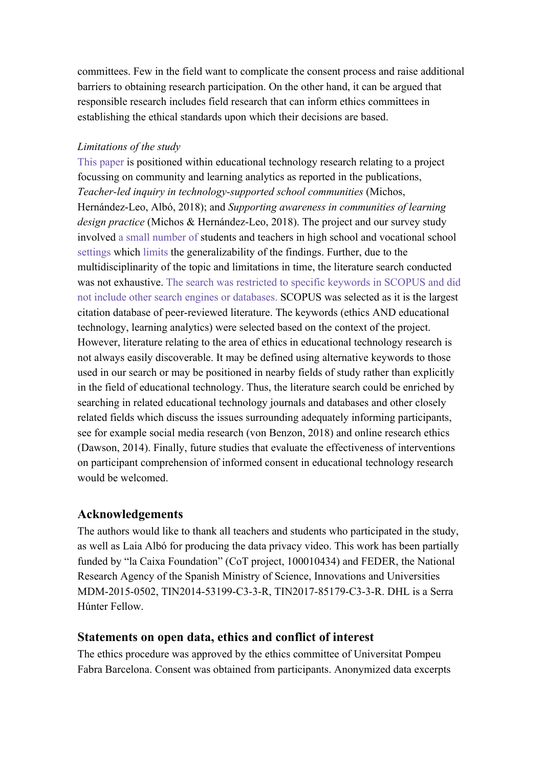committees. Few in the field want to complicate the consent process and raise additional barriers to obtaining research participation. On the other hand, it can be argued that responsible research includes field research that can inform ethics committees in establishing the ethical standards upon which their decisions are based.

*Limitations of the study*

This paper is positioned within educational technology research relating to a project focussing on community and learning analytics as reported in the publications, *Teacher-led inquiry in technology-supported school communities* (Michos, Hernández-Leo, Albó, 2018); and *Supporting awareness in communities of learning design practice* (Michos & Hernández-Leo, 2018). The project and our survey study involved a small number of students and teachers in high school and vocational school settings which limits the generalizability of the findings. Further, due to the multidisciplinarity of the topic and limitations in time, the literature search conducted was not exhaustive. The search was restricted to specific keywords in SCOPUS and did not include other search engines or databases. SCOPUS was selected as it is the largest citation database of peer-reviewed literature. The keywords (ethics AND educational technology, learning analytics) were selected based on the context of the project. However, literature relating to the area of ethics in educational technology research is not always easily discoverable. It may be defined using alternative keywords to those used in our search or may be positioned in nearby fields of study rather than explicitly in the field of educational technology. Thus, the literature search could be enriched by searching in related educational technology journals and databases and other closely related fields which discuss the issues surrounding adequately informing participants, see for example social media research (von Benzon, 2018) and online research ethics (Dawson, 2014). Finally, future studies that evaluate the effectiveness of interventions on participant comprehension of informed consent in educational technology research would be welcomed.

## Acknowledgements

The authors would like to thank all teachers and students who participated in the study, as well as Laia Albó for producing the data privacy video. This work has been partially funded by "la Caixa Foundation" (CoT project, 100010434) and FEDER, the National Research Agency of the Spanish Ministry of Science, Innovations and Universities MDM-2015-0502, TIN2014-53199-C3-3-R, TIN2017-85179-C3-3-R. DHL is a Serra Húnter Fellow.

## Statements on open data, ethics and conflict of interest

The ethics procedure was approved by the ethics committee of Universitat Pompeu Fabra Barcelona. Consent was obtained from participants. Anonymized data excerpts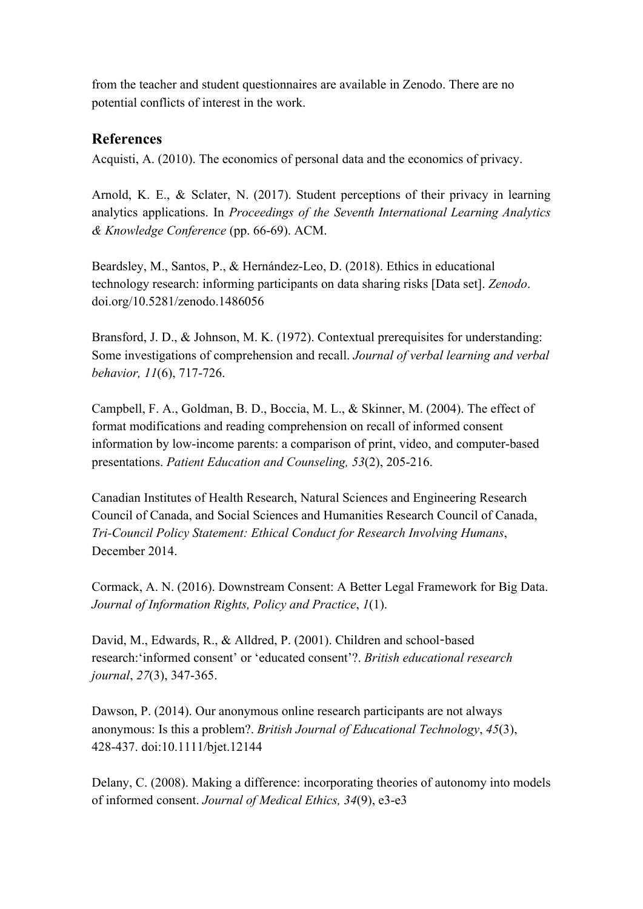from the teacher and student questionnaires are available in Zenodo. There are no potential conflicts of interest in the work.

## References

Acquisti, A. (2010). The economics of personal data and the economics of privacy.

Arnold, K. E., & Sclater, N. (2017). Student perceptions of their privacy in learning analytics applications. In *Proceedings of the Seventh International Learning Analytics & Knowledge Conference* (pp. 66-69). ACM.

Beardsley, M., Santos, P., & Hernández-Leo, D. (2018). Ethics in educational technology research: informing participants on data sharing risks [Data set]. *Zenodo*. doi.org/10.5281/zenodo.1486056

Bransford, J. D., & Johnson, M. K. (1972). Contextual prerequisites for understanding: Some investigations of comprehension and recall. *Journal of verbal learning and verbal behavior, 11*(6), 717-726.

Campbell, F. A., Goldman, B. D., Boccia, M. L., & Skinner, M. (2004). The effect of format modifications and reading comprehension on recall of informed consent information by low-income parents: a comparison of print, video, and computer-based presentations. *Patient Education and Counseling, 53*(2), 205-216.

Canadian Institutes of Health Research, Natural Sciences and Engineering Research Council of Canada, and Social Sciences and Humanities Research Council of Canada, *Tri-Council Policy Statement: Ethical Conduct for Research Involving Humans*, December 2014.

Cormack, A. N. (2016). Downstream Consent: A Better Legal Framework for Big Data. *Journal of Information Rights, Policy and Practice*, *1*(1).

David, M., Edwards, R., & Alldred, P. (2001). Children and school‐based research:'informed consent' or 'educated consent'?. *British educational research journal*, *27*(3), 347-365.

Dawson, P. (2014). Our anonymous online research participants are not always anonymous: Is this a problem?. *British Journal of Educational Technology*, *45*(3), 428-437. doi:10.1111/bjet.12144

Delany, C. (2008). Making a difference: incorporating theories of autonomy into models of informed consent. *Journal of Medical Ethics, 34*(9), e3-e3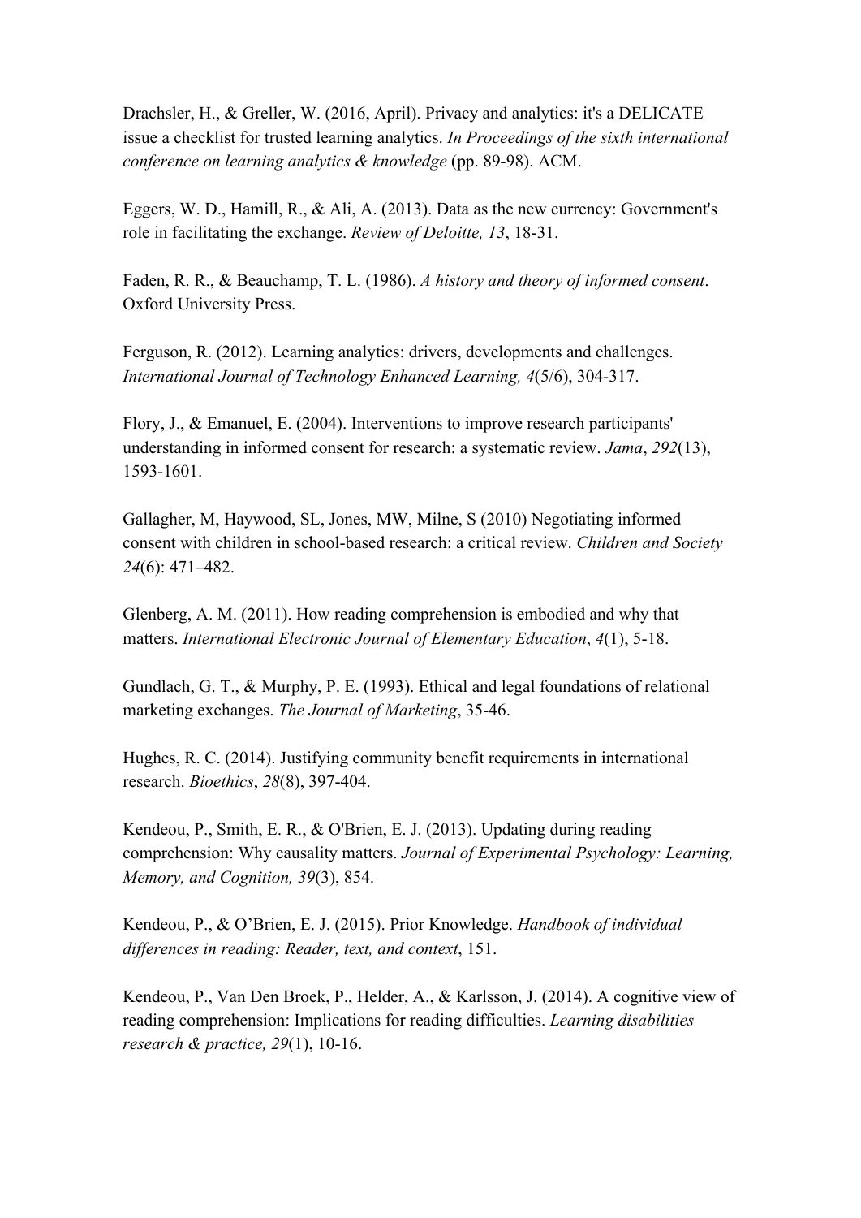Drachsler, H., & Greller, W. (2016, April). Privacy and analytics: it's a DELICATE issue a checklist for trusted learning analytics. *In Proceedings of the sixth international conference on learning analytics & knowledge* (pp. 89-98). ACM.

Eggers, W. D., Hamill, R., & Ali, A. (2013). Data as the new currency: Government's role in facilitating the exchange. *Review of Deloitte, 13*, 18-31.

Faden, R. R., & Beauchamp, T. L. (1986). *A history and theory of informed consent*. Oxford University Press.

Ferguson, R. (2012). Learning analytics: drivers, developments and challenges. *International Journal of Technology Enhanced Learning, 4*(5/6), 304-317.

Flory, J., & Emanuel, E. (2004). Interventions to improve research participants' understanding in informed consent for research: a systematic review. *Jama*, *292*(13), 1593-1601.

Gallagher, M, Haywood, SL, Jones, MW, Milne, S (2010) Negotiating informed consent with children in school-based research: a critical review. *Children and Society 24*(6): 471–482.

Glenberg, A. M. (2011). How reading comprehension is embodied and why that matters. *International Electronic Journal of Elementary Education*, *4*(1), 5-18.

Gundlach, G. T., & Murphy, P. E. (1993). Ethical and legal foundations of relational marketing exchanges. *The Journal of Marketing*, 35-46.

Hughes, R. C. (2014). Justifying community benefit requirements in international research. *Bioethics*, *28*(8), 397-404.

Kendeou, P., Smith, E. R., & O'Brien, E. J. (2013). Updating during reading comprehension: Why causality matters. *Journal of Experimental Psychology: Learning, Memory, and Cognition, 39*(3), 854.

Kendeou, P., & O'Brien, E. J. (2015). Prior Knowledge. *Handbook of individual differences in reading: Reader, text, and context*, 151.

Kendeou, P., Van Den Broek, P., Helder, A., & Karlsson, J. (2014). A cognitive view of reading comprehension: Implications for reading difficulties. *Learning disabilities research & practice, 29*(1), 10-16.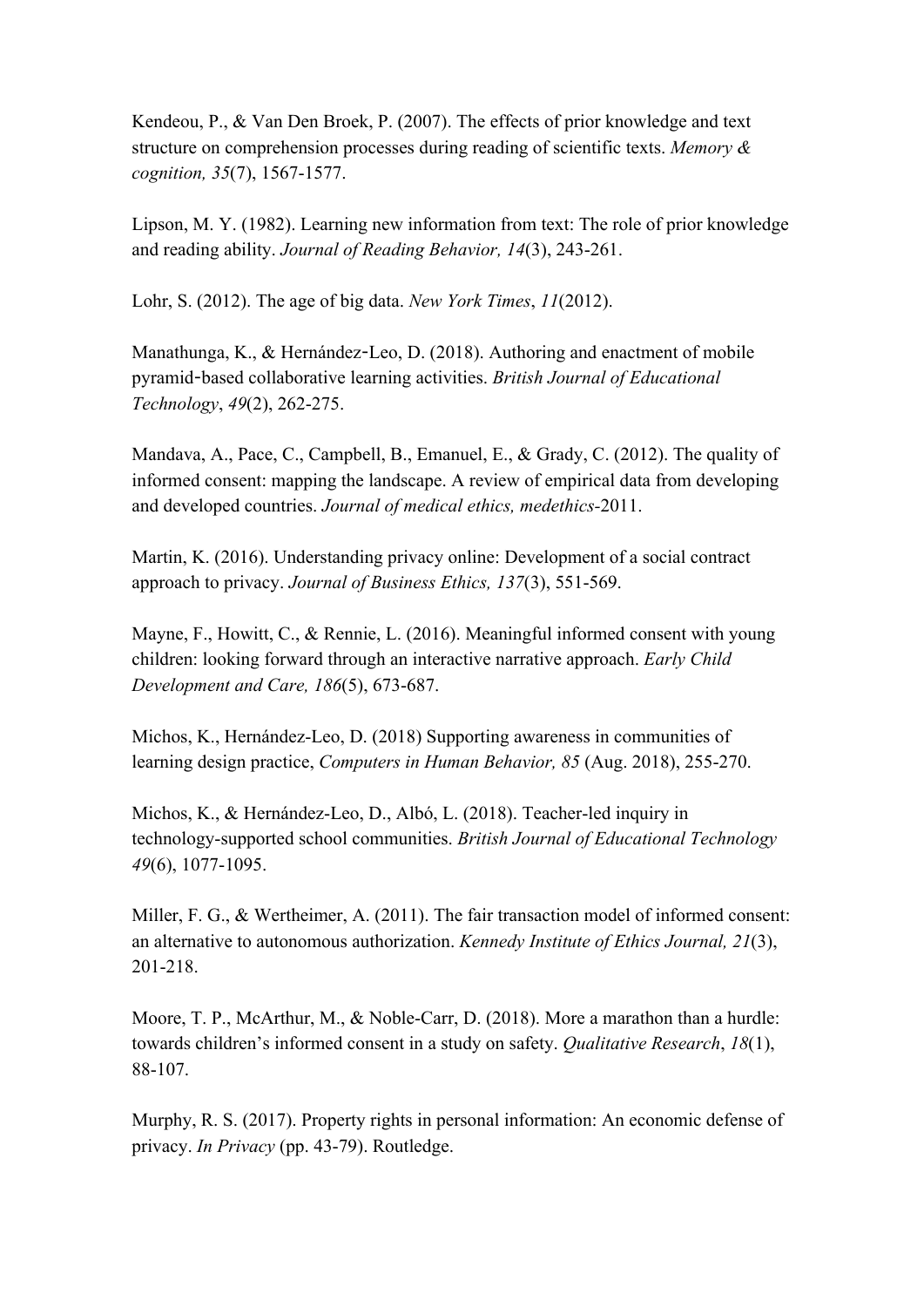Kendeou, P., & Van Den Broek, P. (2007). The effects of prior knowledge and text structure on comprehension processes during reading of scientific texts. *Memory & cognition, 35*(7), 1567-1577.

Lipson, M. Y. (1982). Learning new information from text: The role of prior knowledge and reading ability. *Journal of Reading Behavior, 14*(3), 243-261.

Lohr, S. (2012). The age of big data. *New York Times*, *11*(2012).

Manathunga, K., & Hernández‐Leo, D. (2018). Authoring and enactment of mobile pyramid‐based collaborative learning activities. *British Journal of Educational Technology*, *49*(2), 262-275.

Mandava, A., Pace, C., Campbell, B., Emanuel, E., & Grady, C. (2012). The quality of informed consent: mapping the landscape. A review of empirical data from developing and developed countries. *Journal of medical ethics, medethics*-2011.

Martin, K. (2016). Understanding privacy online: Development of a social contract approach to privacy. *Journal of Business Ethics, 137*(3), 551-569.

Mayne, F., Howitt, C., & Rennie, L. (2016). Meaningful informed consent with young children: looking forward through an interactive narrative approach. *Early Child Development and Care, 186*(5), 673-687.

Michos, K., Hernández-Leo, D. (2018) Supporting awareness in communities of learning design practice, *Computers in Human Behavior, 85* (Aug. 2018), 255-270.

Michos, K., & Hernández-Leo, D., Albó, L. (2018). Teacher-led inquiry in technology-supported school communities. *British Journal of Educational Technology 49*(6), 1077-1095.

Miller, F. G., & Wertheimer, A. (2011). The fair transaction model of informed consent: an alternative to autonomous authorization. *Kennedy Institute of Ethics Journal, 21*(3), 201-218.

Moore, T. P., McArthur, M., & Noble-Carr, D. (2018). More a marathon than a hurdle: towards children's informed consent in a study on safety. *Qualitative Research*, *18*(1), 88-107.

Murphy, R. S. (2017). Property rights in personal information: An economic defense of privacy. *In Privacy* (pp. 43-79). Routledge.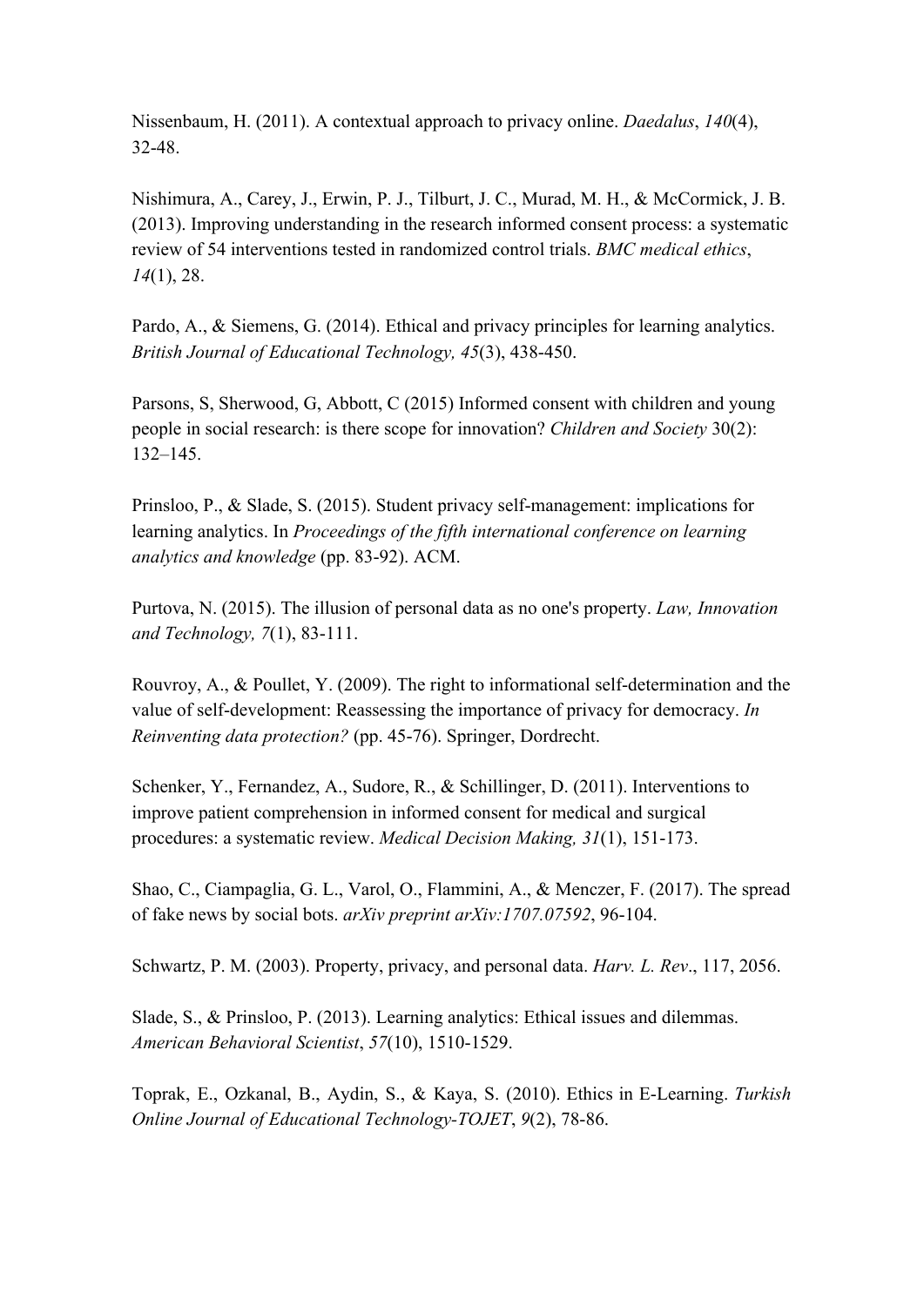Nissenbaum, H. (2011). A contextual approach to privacy online. *Daedalus*, *140*(4), 32-48.

Nishimura, A., Carey, J., Erwin, P. J., Tilburt, J. C., Murad, M. H., & McCormick, J. B. (2013). Improving understanding in the research informed consent process: a systematic review of 54 interventions tested in randomized control trials. *BMC medical ethics*, *14*(1), 28.

Pardo, A., & Siemens, G. (2014). Ethical and privacy principles for learning analytics. *British Journal of Educational Technology, 45*(3), 438-450.

Parsons, S, Sherwood, G, Abbott, C (2015) Informed consent with children and young people in social research: is there scope for innovation? *Children and Society* 30(2): 132–145.

Prinsloo, P., & Slade, S. (2015). Student privacy self-management: implications for learning analytics. In *Proceedings of the fifth international conference on learning analytics and knowledge* (pp. 83-92). ACM.

Purtova, N. (2015). The illusion of personal data as no one's property. *Law, Innovation and Technology, 7*(1), 83-111.

Rouvroy, A., & Poullet, Y. (2009). The right to informational self-determination and the value of self-development: Reassessing the importance of privacy for democracy. *In Reinventing data protection?* (pp. 45-76). Springer, Dordrecht.

Schenker, Y., Fernandez, A., Sudore, R., & Schillinger, D. (2011). Interventions to improve patient comprehension in informed consent for medical and surgical procedures: a systematic review. *Medical Decision Making, 31*(1), 151-173.

Shao, C., Ciampaglia, G. L., Varol, O., Flammini, A., & Menczer, F. (2017). The spread of fake news by social bots. *arXiv preprint arXiv:1707.07592*, 96-104.

Schwartz, P. M. (2003). Property, privacy, and personal data. *Harv. L. Rev*., 117, 2056.

Slade, S., & Prinsloo, P. (2013). Learning analytics: Ethical issues and dilemmas. *American Behavioral Scientist*, *57*(10), 1510-1529.

Toprak, E., Ozkanal, B., Aydin, S., & Kaya, S. (2010). Ethics in E-Learning. *Turkish Online Journal of Educational Technology-TOJET*, *9*(2), 78-86.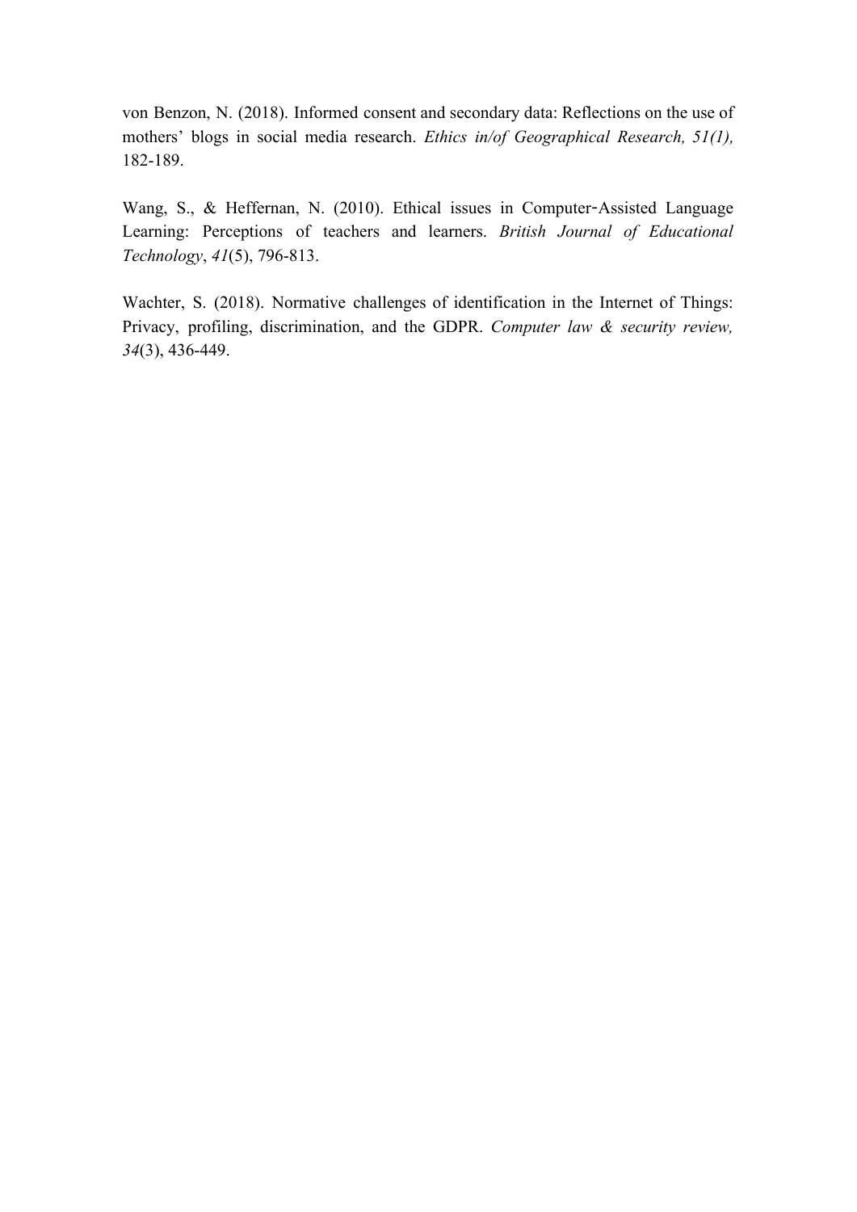von Benzon, N. (2018). Informed consent and secondary data: Reflections on the use of mothers' blogs in social media research. *Ethics in/of Geographical Research, 51(1),* 182-189.

Wang, S., & Heffernan, N. (2010). Ethical issues in Computer‐Assisted Language Learning: Perceptions of teachers and learners. *British Journal of Educational Technology*, *41*(5), 796-813.

Wachter, S. (2018). Normative challenges of identification in the Internet of Things: Privacy, profiling, discrimination, and the GDPR. *Computer law & security review, 34*(3), 436-449.